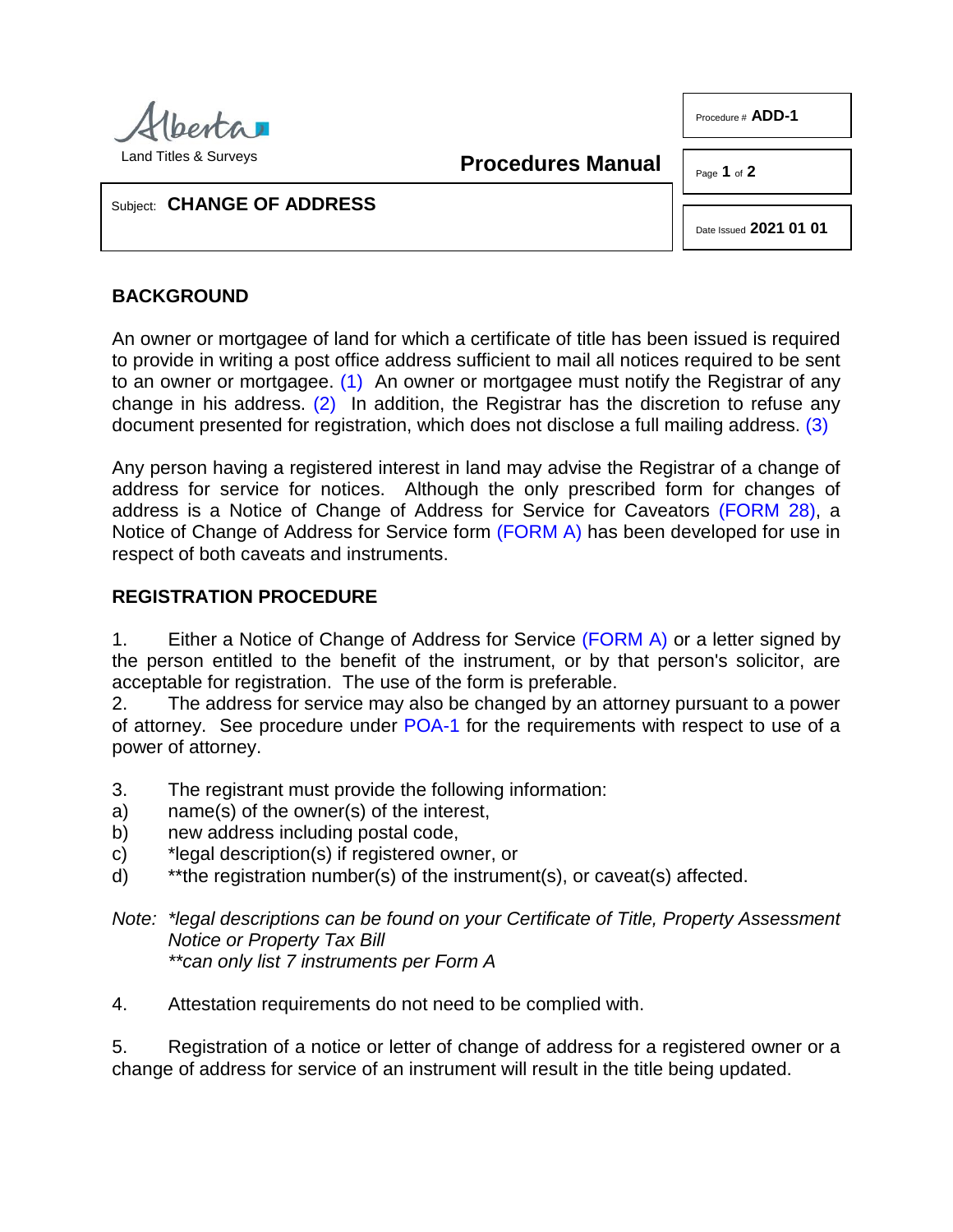Alberta Land Titles & Surveys

**Procedures Manual**

Procedure # **ADD-1**

Date Issued **2021 01 01**

Subject: **CHANGE OF ADDRESS**

## BACKGROUND

An owner or mortgagee of land for which a certificate of title has been issued is required to provide in writing a post office address sufficient to mail all notices required to be sent to an owner or mortgagee. (1) An owner or mortgagee must notify the Registrar of any change in his address. (2) In addition, the Registrar has the discretion to refuse any document presented for registration, which does not disclose a full mailing address. (3)

Any person having a registered interest in land may advise the Registrar of a change of address for service for notices. Although the only prescribed form for changes of address is a Notice of Change of Address for Service for Caveators (FORM 28), a Notice of Change of Address for Service form (FORM A) has been developed for use in respect of both caveats and instruments.

## REGISTRATION PROCEDURE

1. Either a Notice of Change of Address for Service (FORM A) or a letter signed by the person entitled to the benefit of the instrument, or by that person's solicitor, are acceptable for registration. The use of the form is preferable.
2. The address for service may also be changed by an attorney pursuant to a power of attorney. See procedure under POA-1 for the requirements with respect to use of a power of attorney.

3. The registrant must provide the following information:
   - a) name(s) of the owner(s) of the interest,
   - b) new address including postal code,
   - c) *legal description(s) if registered owner, or
   - d) **the registration number(s) of the instrument(s), or caveat(s) affected.

*Note: *legal descriptions can be found on your Certificate of Title, Property Assessment Notice or Property Tax Bill*
*\*\*can only list 7 instruments per Form A*

4. Attestation requirements do not need to be complied with.

5. Registration of a notice or letter of change of address for a registered owner or a change of address for service of an instrument will result in the title being updated.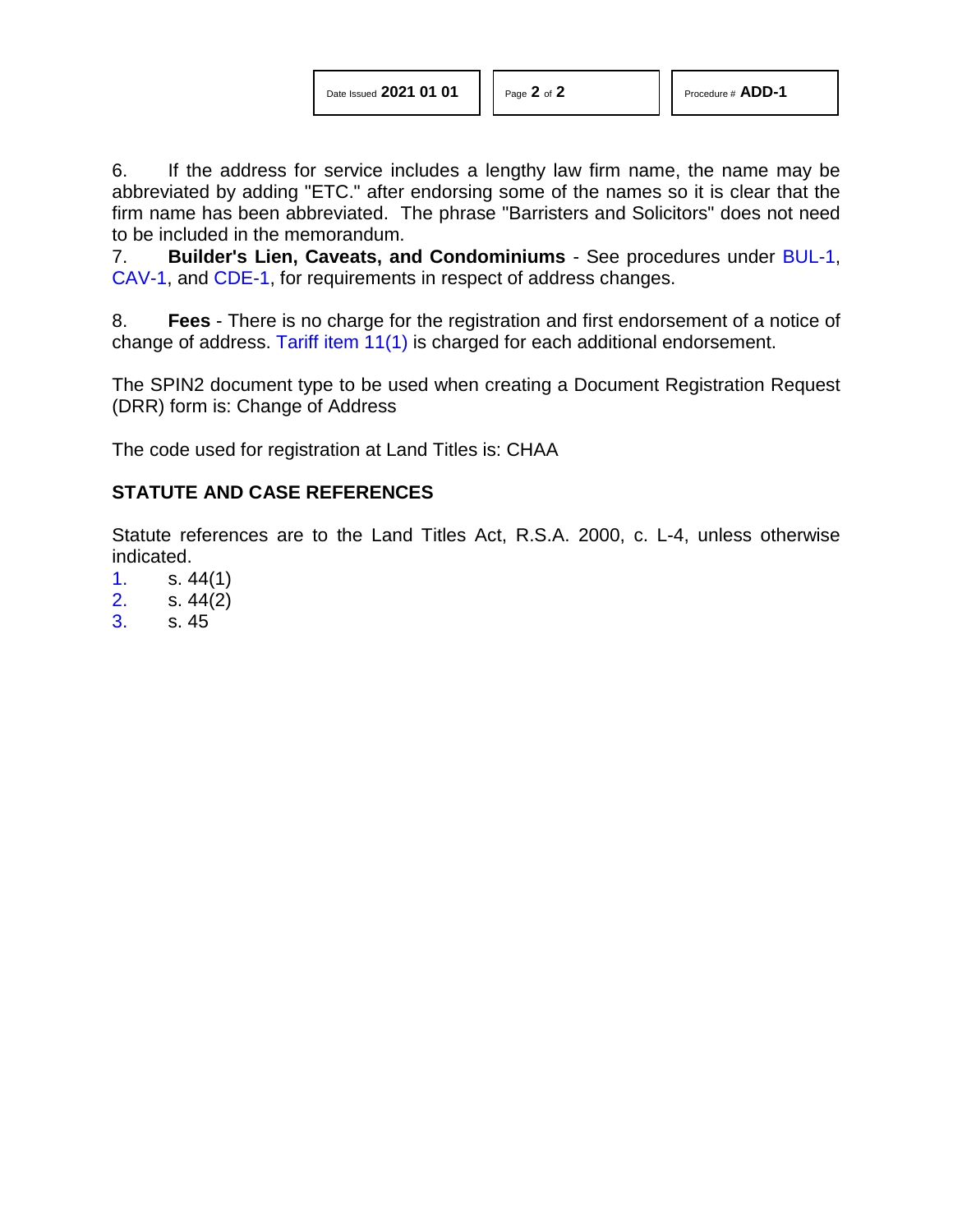6. If the address for service includes a lengthy law firm name, the name may be abbreviated by adding "ETC." after endorsing some of the names so it is clear that the firm name has been abbreviated. The phrase "Barristers and Solicitors" does not need to be included in the memorandum.

7. **Builder's Lien, Caveats, and Condominiums** - See procedures under BUL-1, CAV-1, and CDE-1, for requirements in respect of address changes.

8. **Fees** - There is no charge for the registration and first endorsement of a notice of change of address. Tariff item 11(1) is charged for each additional endorsement.

The SPIN2 document type to be used when creating a Document Registration Request (DRR) form is: Change of Address

The code used for registration at Land Titles is: CHAA

## STATUTE AND CASE REFERENCES

Statute references are to the Land Titles Act, R.S.A. 2000, c. L-4, unless otherwise indicated.

1. s. 44(1)
2. s. 44(2)
3. s. 45